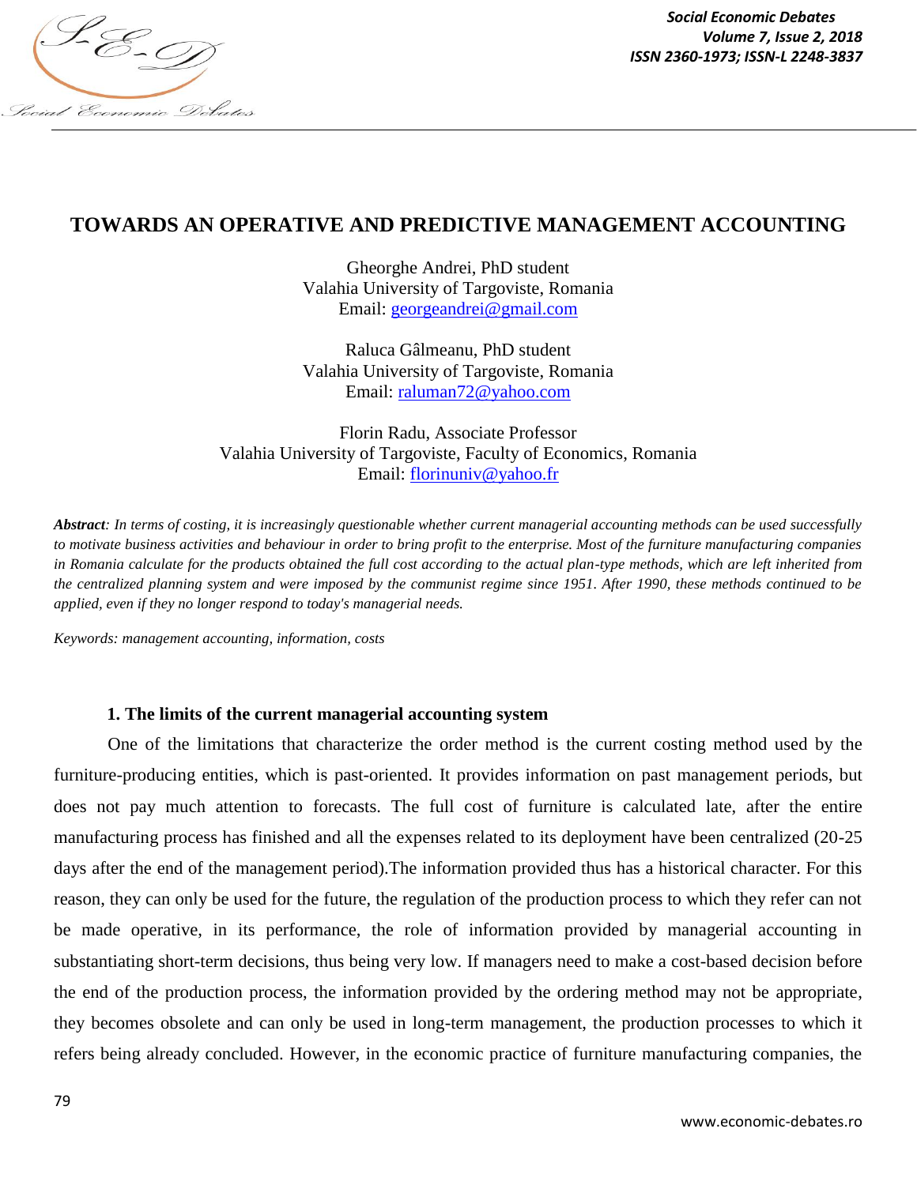# TOWARDS AN OPERATIVE AND PREDICTIVE MANAGEMENT ACCOUNTING

Gheorghe Andrei, PhD student
Valahia University of Targoviste, Romania
Email: georgeandrei@gmail.com

Raluca Gâlmeanu, PhD student
Valahia University of Targoviste, Romania
Email: raluman72@yahoo.com

Florin Radu, Associate Professor
Valahia University of Targoviste, Faculty of Economics, Romania
Email: florinuniv@yahoo.fr

***Abstract**: In terms of costing, it is increasingly questionable whether current managerial accounting methods can be used successfully to motivate business activities and behaviour in order to bring profit to the enterprise. Most of the furniture manufacturing companies in Romania calculate for the products obtained the full cost according to the actual plan-type methods, which are left inherited from the centralized planning system and were imposed by the communist regime since 1951. After 1990, these methods continued to be applied, even if they no longer respond to today's managerial needs.*

*Keywords: management accounting, information, costs*

## 1. The limits of the current managerial accounting system

One of the limitations that characterize the order method is the current costing method used by the furniture-producing entities, which is past-oriented. It provides information on past management periods, but does not pay much attention to forecasts. The full cost of furniture is calculated late, after the entire manufacturing process has finished and all the expenses related to its deployment have been centralized (20-25 days after the end of the management period).The information provided thus has a historical character. For this reason, they can only be used for the future, the regulation of the production process to which they refer can not be made operative, in its performance, the role of information provided by managerial accounting in substantiating short-term decisions, thus being very low. If managers need to make a cost-based decision before the end of the production process, the information provided by the ordering method may not be appropriate, they becomes obsolete and can only be used in long-term management, the production processes to which it refers being already concluded. However, in the economic practice of furniture manufacturing companies, the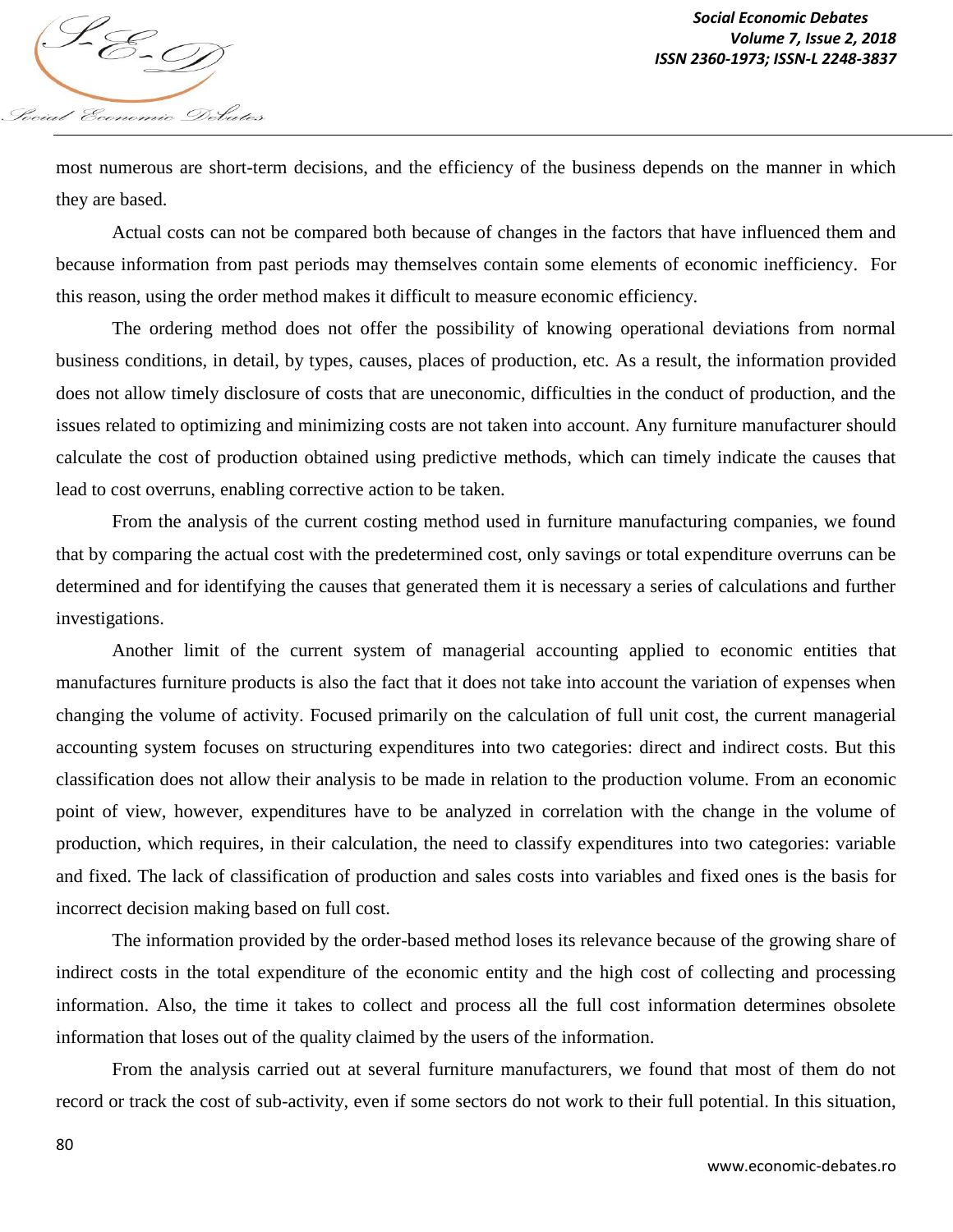most numerous are short-term decisions, and the efficiency of the business depends on the manner in which they are based.

Actual costs can not be compared both because of changes in the factors that have influenced them and because information from past periods may themselves contain some elements of economic inefficiency. For this reason, using the order method makes it difficult to measure economic efficiency.

The ordering method does not offer the possibility of knowing operational deviations from normal business conditions, in detail, by types, causes, places of production, etc. As a result, the information provided does not allow timely disclosure of costs that are uneconomic, difficulties in the conduct of production, and the issues related to optimizing and minimizing costs are not taken into account. Any furniture manufacturer should calculate the cost of production obtained using predictive methods, which can timely indicate the causes that lead to cost overruns, enabling corrective action to be taken.

From the analysis of the current costing method used in furniture manufacturing companies, we found that by comparing the actual cost with the predetermined cost, only savings or total expenditure overruns can be determined and for identifying the causes that generated them it is necessary a series of calculations and further investigations.

Another limit of the current system of managerial accounting applied to economic entities that manufactures furniture products is also the fact that it does not take into account the variation of expenses when changing the volume of activity. Focused primarily on the calculation of full unit cost, the current managerial accounting system focuses on structuring expenditures into two categories: direct and indirect costs. But this classification does not allow their analysis to be made in relation to the production volume. From an economic point of view, however, expenditures have to be analyzed in correlation with the change in the volume of production, which requires, in their calculation, the need to classify expenditures into two categories: variable and fixed. The lack of classification of production and sales costs into variables and fixed ones is the basis for incorrect decision making based on full cost.

The information provided by the order-based method loses its relevance because of the growing share of indirect costs in the total expenditure of the economic entity and the high cost of collecting and processing information. Also, the time it takes to collect and process all the full cost information determines obsolete information that loses out of the quality claimed by the users of the information.

From the analysis carried out at several furniture manufacturers, we found that most of them do not record or track the cost of sub-activity, even if some sectors do not work to their full potential. In this situation,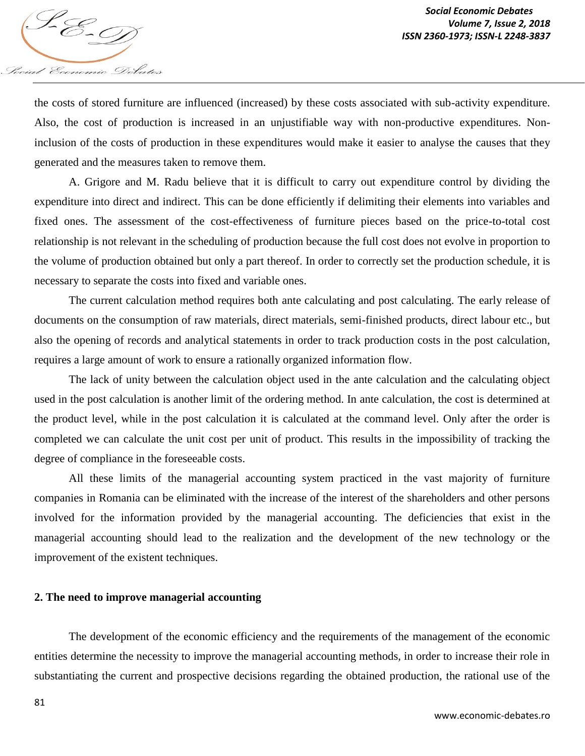the costs of stored furniture are influenced (increased) by these costs associated with sub-activity expenditure. Also, the cost of production is increased in an unjustifiable way with non-productive expenditures. Non-inclusion of the costs of production in these expenditures would make it easier to analyse the causes that they generated and the measures taken to remove them.

A. Grigore and M. Radu believe that it is difficult to carry out expenditure control by dividing the expenditure into direct and indirect. This can be done efficiently if delimiting their elements into variables and fixed ones. The assessment of the cost-effectiveness of furniture pieces based on the price-to-total cost relationship is not relevant in the scheduling of production because the full cost does not evolve in proportion to the volume of production obtained but only a part thereof. In order to correctly set the production schedule, it is necessary to separate the costs into fixed and variable ones.

The current calculation method requires both ante calculating and post calculating. The early release of documents on the consumption of raw materials, direct materials, semi-finished products, direct labour etc., but also the opening of records and analytical statements in order to track production costs in the post calculation, requires a large amount of work to ensure a rationally organized information flow.

The lack of unity between the calculation object used in the ante calculation and the calculating object used in the post calculation is another limit of the ordering method. In ante calculation, the cost is determined at the product level, while in the post calculation it is calculated at the command level. Only after the order is completed we can calculate the unit cost per unit of product. This results in the impossibility of tracking the degree of compliance in the foreseeable costs.

All these limits of the managerial accounting system practiced in the vast majority of furniture companies in Romania can be eliminated with the increase of the interest of the shareholders and other persons involved for the information provided by the managerial accounting. The deficiencies that exist in the managerial accounting should lead to the realization and the development of the new technology or the improvement of the existent techniques.

## 2. The need to improve managerial accounting

The development of the economic efficiency and the requirements of the management of the economic entities determine the necessity to improve the managerial accounting methods, in order to increase their role in substantiating the current and prospective decisions regarding the obtained production, the rational use of the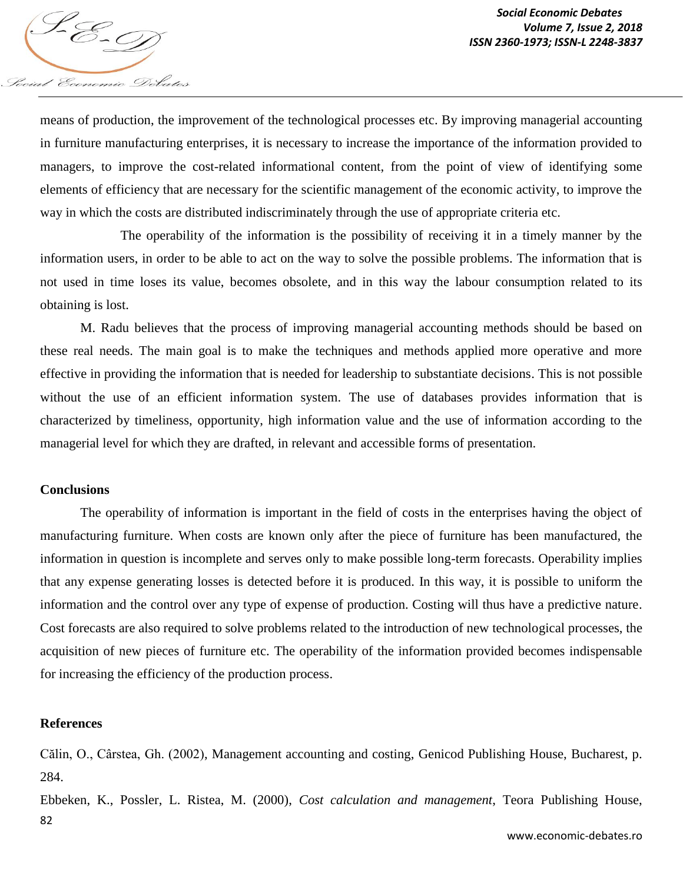means of production, the improvement of the technological processes etc. By improving managerial accounting in furniture manufacturing enterprises, it is necessary to increase the importance of the information provided to managers, to improve the cost-related informational content, from the point of view of identifying some elements of efficiency that are necessary for the scientific management of the economic activity, to improve the way in which the costs are distributed indiscriminately through the use of appropriate criteria etc.

The operability of the information is the possibility of receiving it in a timely manner by the information users, in order to be able to act on the way to solve the possible problems. The information that is not used in time loses its value, becomes obsolete, and in this way the labour consumption related to its obtaining is lost.

M. Radu believes that the process of improving managerial accounting methods should be based on these real needs. The main goal is to make the techniques and methods applied more operative and more effective in providing the information that is needed for leadership to substantiate decisions. This is not possible without the use of an efficient information system. The use of databases provides information that is characterized by timeliness, opportunity, high information value and the use of information according to the managerial level for which they are drafted, in relevant and accessible forms of presentation.

## Conclusions

The operability of information is important in the field of costs in the enterprises having the object of manufacturing furniture. When costs are known only after the piece of furniture has been manufactured, the information in question is incomplete and serves only to make possible long-term forecasts. Operability implies that any expense generating losses is detected before it is produced. In this way, it is possible to uniform the information and the control over any type of expense of production. Costing will thus have a predictive nature. Cost forecasts are also required to solve problems related to the introduction of new technological processes, the acquisition of new pieces of furniture etc. The operability of the information provided becomes indispensable for increasing the efficiency of the production process.

## References

Călin, O., Cârstea, Gh. (2002), Management accounting and costing, Genicod Publishing House, Bucharest, p. 284.

Ebbeken, K., Possler, L. Ristea, M. (2000), *Cost calculation and management*, Teora Publishing House,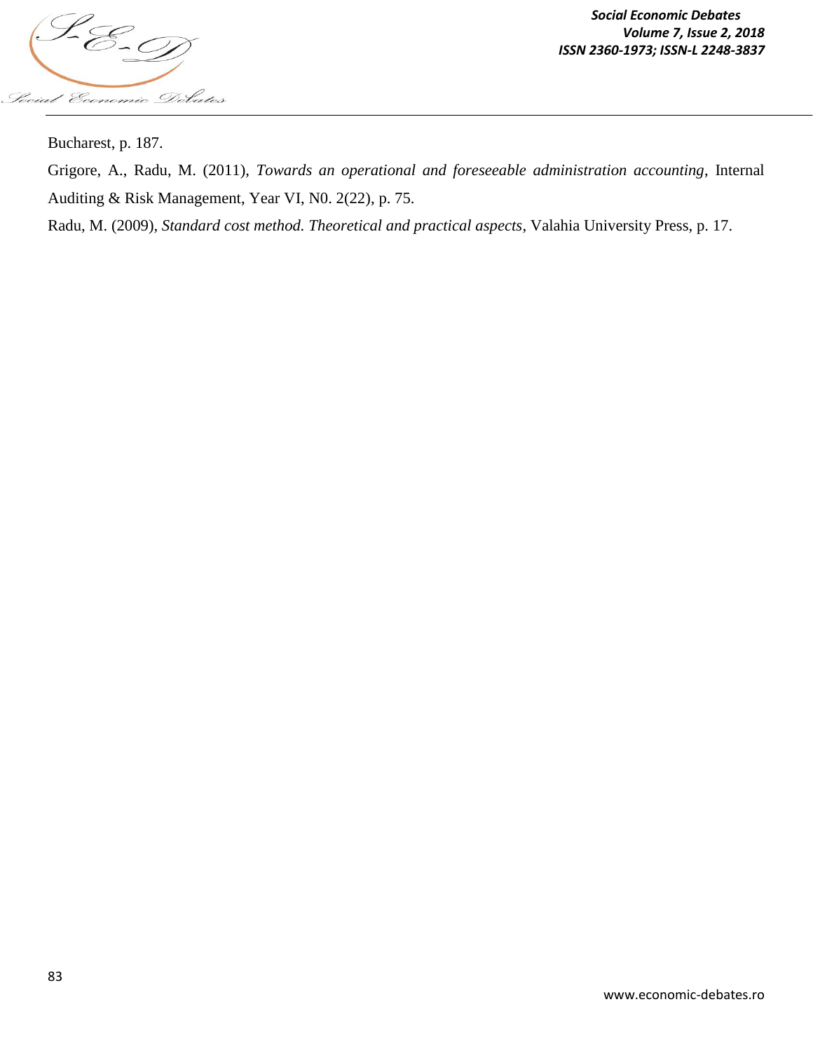Bucharest, p. 187.

Grigore, A., Radu, M. (2011), *Towards an operational and foreseeable administration accounting*, Internal Auditing & Risk Management, Year VI, N0. 2(22), p. 75.

Radu, M. (2009), *Standard cost method. Theoretical and practical aspects*, Valahia University Press, p. 17.